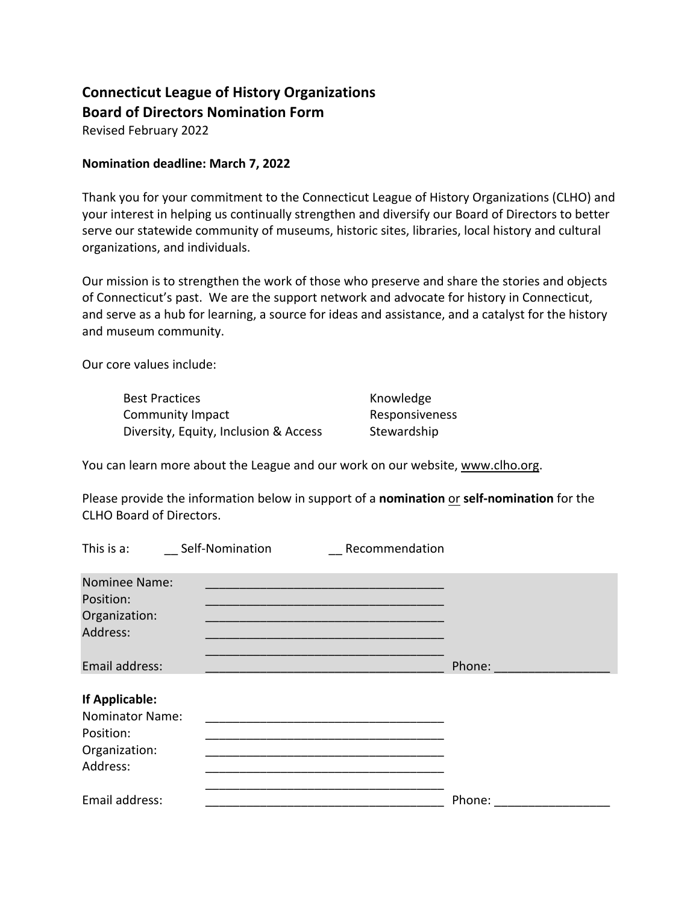**Connecticut League of History Organizations**
**Board of Directors Nomination Form**
Revised February 2022

**Nomination deadline: March 7, 2022**

Thank you for your commitment to the Connecticut League of History Organizations (CLHO) and your interest in helping us continually strengthen and diversify our Board of Directors to better serve our statewide community of museums, historic sites, libraries, local history and cultural organizations, and individuals.

Our mission is to strengthen the work of those who preserve and share the stories and objects of Connecticut's past. We are the support network and advocate for history in Connecticut, and serve as a hub for learning, a source for ideas and assistance, and a catalyst for the history and museum community.

Our core values include:

- Best Practices
- Community Impact
- Diversity, Equity, Inclusion & Access
- Knowledge
- Responsiveness
- Stewardship

You can learn more about the League and our work on our website, www.clho.org.

Please provide the information below in support of a **nomination** or **self-nomination** for the CLHO Board of Directors.

This is a: __ Self-Nomination __ Recommendation

Nominee Name: ___________________________________
Position: ___________________________________
Organization: ___________________________________
Address: ___________________________________
___________________________________
Email address: ___________________________________ Phone: _________________

**If Applicable:**
Nominator Name: ___________________________________
Position: ___________________________________
Organization: ___________________________________
Address: ___________________________________
___________________________________
Email address: ___________________________________ Phone: _________________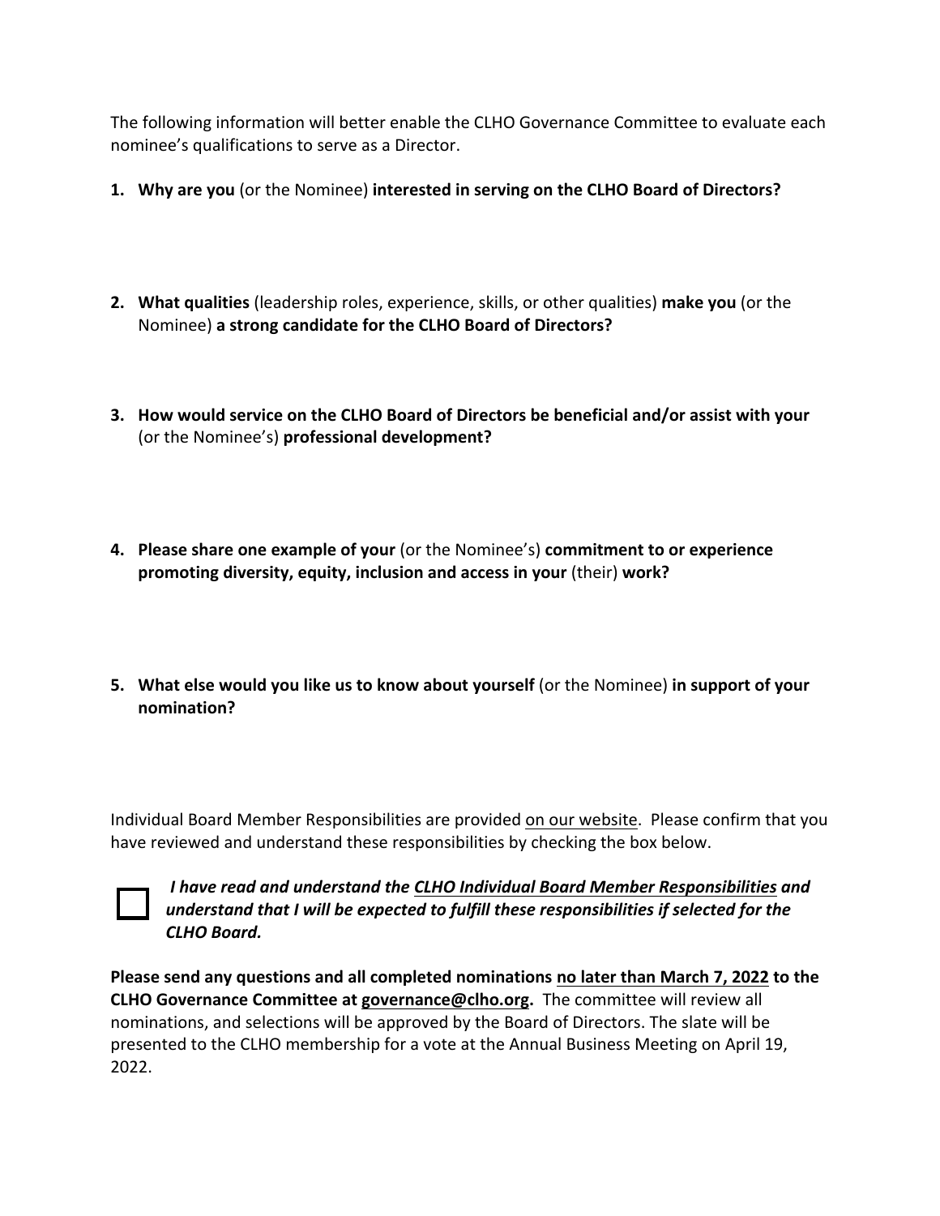The following information will better enable the CLHO Governance Committee to evaluate each nominee's qualifications to serve as a Director.

1. **Why are you** (or the Nominee) **interested in serving on the CLHO Board of Directors?**

2. **What qualities** (leadership roles, experience, skills, or other qualities) **make you** (or the Nominee) **a strong candidate for the CLHO Board of Directors?**

3. **How would service on the CLHO Board of Directors be beneficial and/or assist with your** (or the Nominee's) **professional development?**

4. **Please share one example of your** (or the Nominee's) **commitment to or experience promoting diversity, equity, inclusion and access in your** (their) **work?**

5. **What else would you like us to know about yourself** (or the Nominee) **in support of your nomination?**

Individual Board Member Responsibilities are provided on our website. Please confirm that you have reviewed and understand these responsibilities by checking the box below.

☐ ***I have read and understand the CLHO Individual Board Member Responsibilities and understand that I will be expected to fulfill these responsibilities if selected for the CLHO Board.***

**Please send any questions and all completed nominations no later than March 7, 2022 to the CLHO Governance Committee at governance@clho.org.** The committee will review all nominations, and selections will be approved by the Board of Directors. The slate will be presented to the CLHO membership for a vote at the Annual Business Meeting on April 19, 2022.